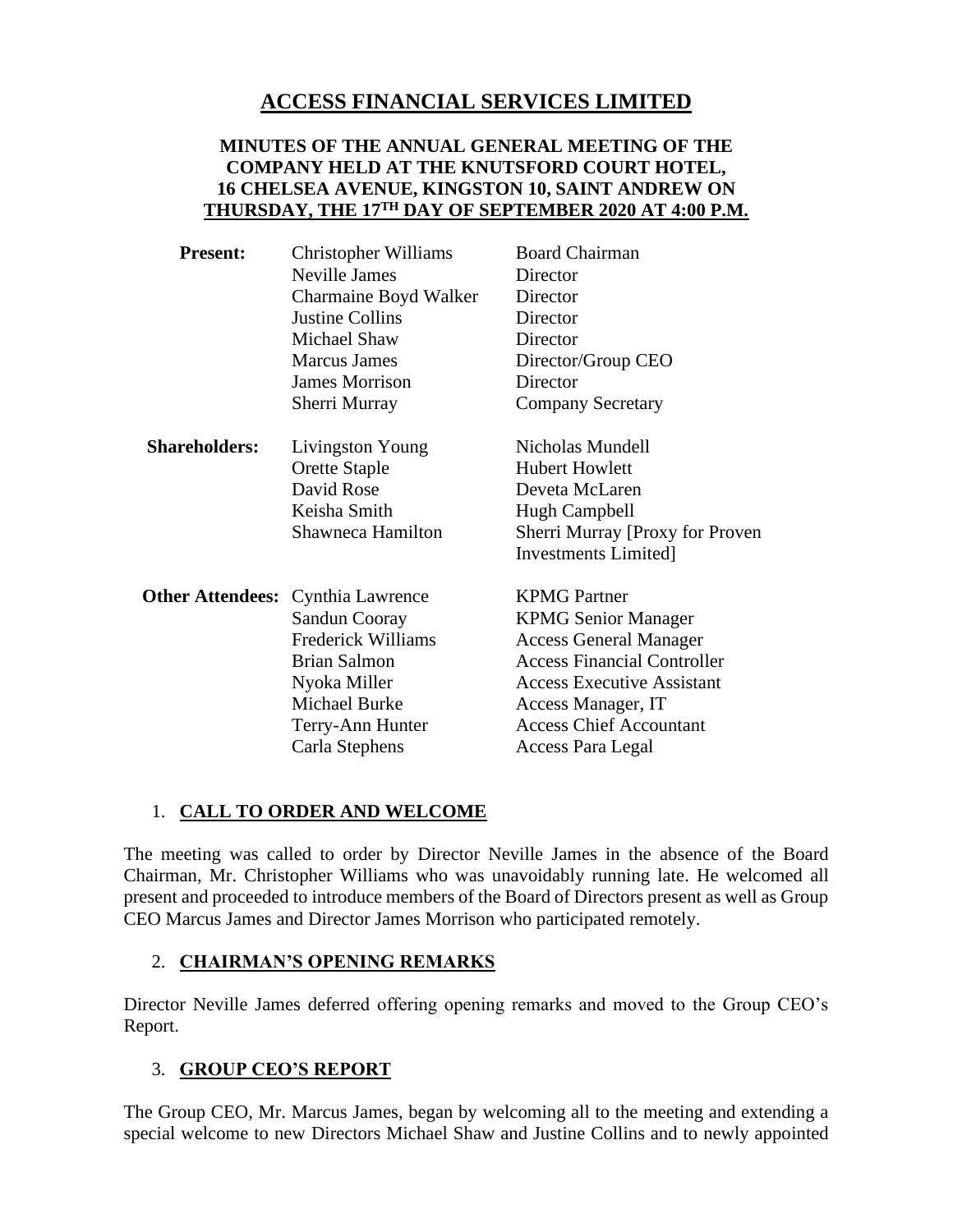# ACCESS FINANCIAL SERVICES LIMITED

## MINUTES OF THE ANNUAL GENERAL MEETING OF THE COMPANY HELD AT THE KNUTSFORD COURT HOTEL, 16 CHELSEA AVENUE, KINGSTON 10, SAINT ANDREW ON THURSDAY, THE 17TH DAY OF SEPTEMBER 2020 AT 4:00 P.M.

| | | |
|---|---|---|
| **Present:** | Christopher Williams | Board Chairman |
| | Neville James | Director |
| | Charmaine Boyd Walker | Director |
| | Justine Collins | Director |
| | Michael Shaw | Director |
| | Marcus James | Director/Group CEO |
| | James Morrison | Director |
| | Sherri Murray | Company Secretary |
| **Shareholders:** | Livingston Young | Nicholas Mundell |
| | Orette Staple | Hubert Howlett |
| | David Rose | Deveta McLaren |
| | Keisha Smith | Hugh Campbell |
| | Shawneca Hamilton | Sherri Murray [Proxy for Proven Investments Limited] |
| **Other Attendees:** | Cynthia Lawrence | KPMG Partner |
| | Sandun Cooray | KPMG Senior Manager |
| | Frederick Williams | Access General Manager |
| | Brian Salmon | Access Financial Controller |
| | Nyoka Miller | Access Executive Assistant |
| | Michael Burke | Access Manager, IT |
| | Terry-Ann Hunter | Access Chief Accountant |
| | Carla Stephens | Access Para Legal |

1. **CALL TO ORDER AND WELCOME**

The meeting was called to order by Director Neville James in the absence of the Board Chairman, Mr. Christopher Williams who was unavoidably running late. He welcomed all present and proceeded to introduce members of the Board of Directors present as well as Group CEO Marcus James and Director James Morrison who participated remotely.

2. **CHAIRMAN'S OPENING REMARKS**

Director Neville James deferred offering opening remarks and moved to the Group CEO's Report.

3. **GROUP CEO'S REPORT**

The Group CEO, Mr. Marcus James, began by welcoming all to the meeting and extending a special welcome to new Directors Michael Shaw and Justine Collins and to newly appointed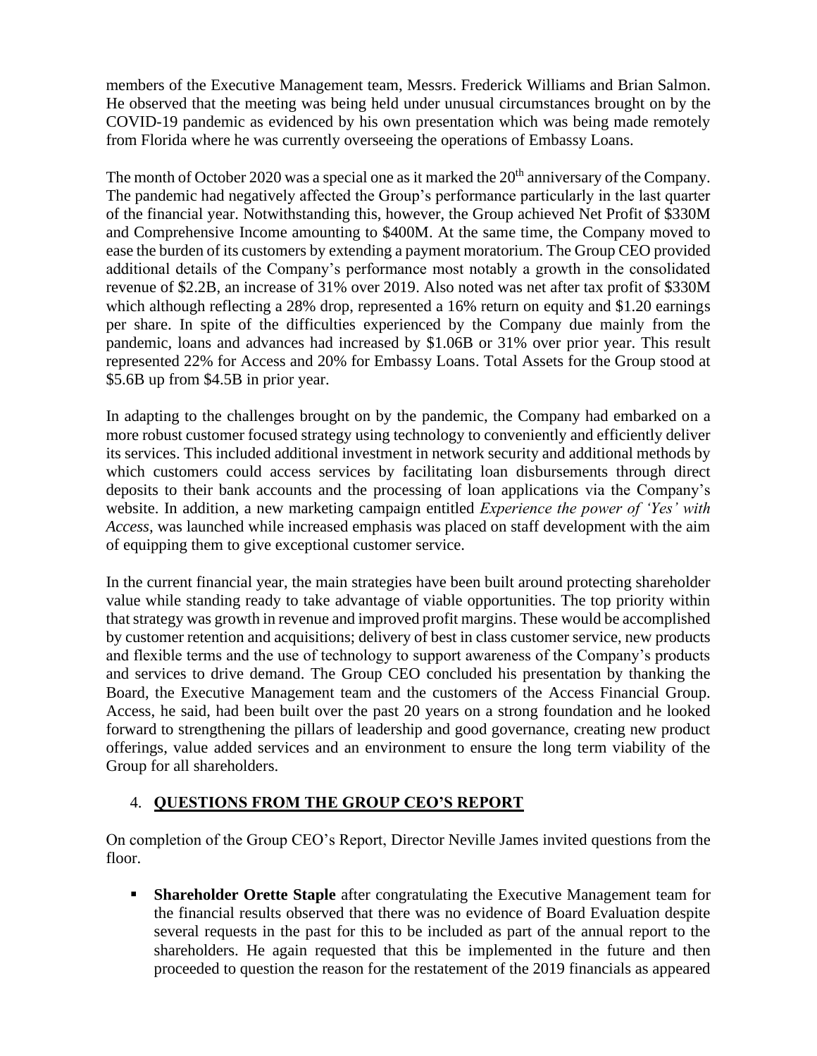members of the Executive Management team, Messrs. Frederick Williams and Brian Salmon. He observed that the meeting was being held under unusual circumstances brought on by the COVID-19 pandemic as evidenced by his own presentation which was being made remotely from Florida where he was currently overseeing the operations of Embassy Loans.

The month of October 2020 was a special one as it marked the 20th anniversary of the Company. The pandemic had negatively affected the Group's performance particularly in the last quarter of the financial year. Notwithstanding this, however, the Group achieved Net Profit of $330M and Comprehensive Income amounting to $400M. At the same time, the Company moved to ease the burden of its customers by extending a payment moratorium. The Group CEO provided additional details of the Company's performance most notably a growth in the consolidated revenue of $2.2B, an increase of 31% over 2019. Also noted was net after tax profit of $330M which although reflecting a 28% drop, represented a 16% return on equity and $1.20 earnings per share. In spite of the difficulties experienced by the Company due mainly from the pandemic, loans and advances had increased by $1.06B or 31% over prior year. This result represented 22% for Access and 20% for Embassy Loans. Total Assets for the Group stood at $5.6B up from $4.5B in prior year.

In adapting to the challenges brought on by the pandemic, the Company had embarked on a more robust customer focused strategy using technology to conveniently and efficiently deliver its services. This included additional investment in network security and additional methods by which customers could access services by facilitating loan disbursements through direct deposits to their bank accounts and the processing of loan applications via the Company's website. In addition, a new marketing campaign entitled *Experience the power of 'Yes' with Access,* was launched while increased emphasis was placed on staff development with the aim of equipping them to give exceptional customer service.

In the current financial year, the main strategies have been built around protecting shareholder value while standing ready to take advantage of viable opportunities. The top priority within that strategy was growth in revenue and improved profit margins. These would be accomplished by customer retention and acquisitions; delivery of best in class customer service, new products and flexible terms and the use of technology to support awareness of the Company's products and services to drive demand. The Group CEO concluded his presentation by thanking the Board, the Executive Management team and the customers of the Access Financial Group. Access, he said, had been built over the past 20 years on a strong foundation and he looked forward to strengthening the pillars of leadership and good governance, creating new product offerings, value added services and an environment to ensure the long term viability of the Group for all shareholders.

## 4. QUESTIONS FROM THE GROUP CEO'S REPORT

On completion of the Group CEO's Report, Director Neville James invited questions from the floor.

- **Shareholder Orette Staple** after congratulating the Executive Management team for the financial results observed that there was no evidence of Board Evaluation despite several requests in the past for this to be included as part of the annual report to the shareholders. He again requested that this be implemented in the future and then proceeded to question the reason for the restatement of the 2019 financials as appeared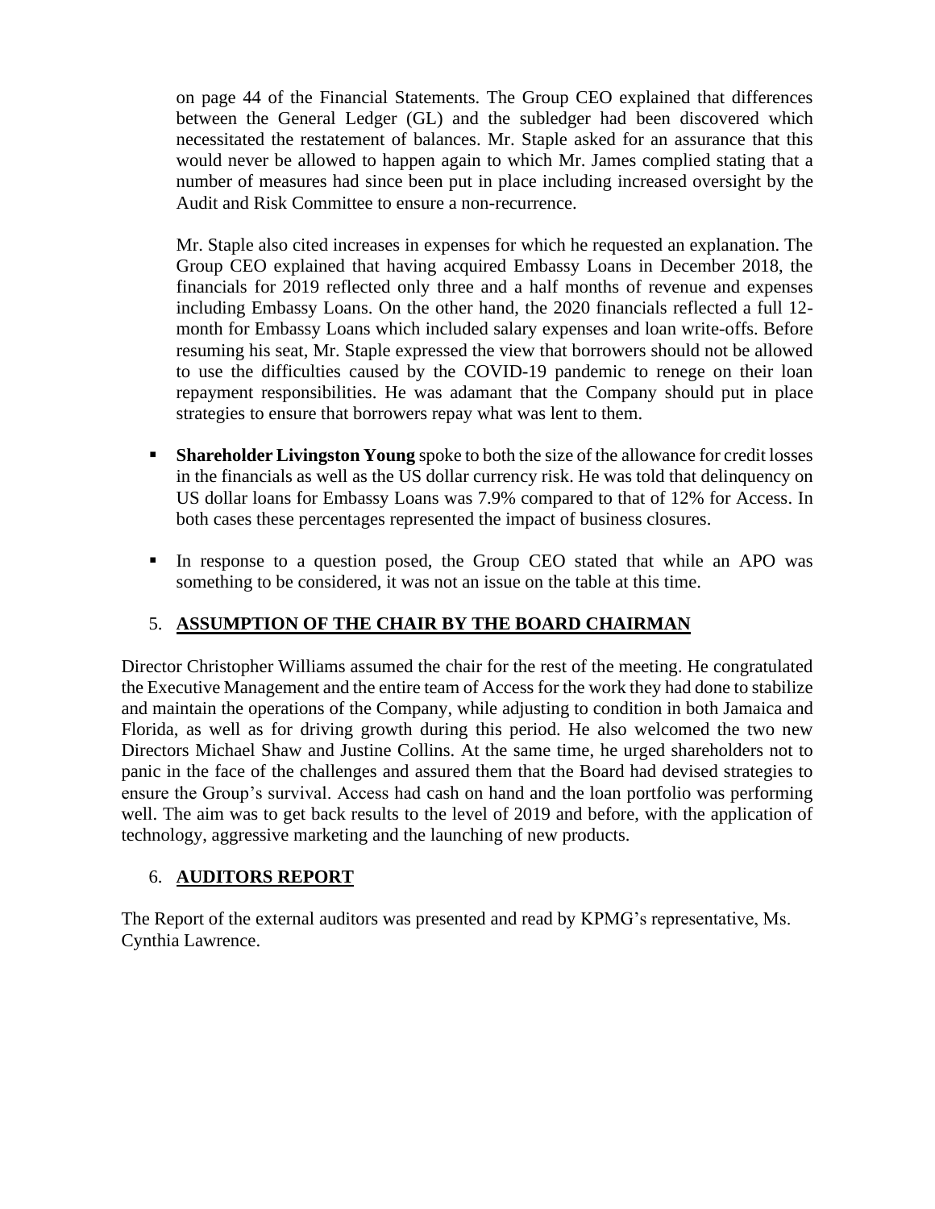on page 44 of the Financial Statements. The Group CEO explained that differences between the General Ledger (GL) and the subledger had been discovered which necessitated the restatement of balances. Mr. Staple asked for an assurance that this would never be allowed to happen again to which Mr. James complied stating that a number of measures had since been put in place including increased oversight by the Audit and Risk Committee to ensure a non-recurrence.

Mr. Staple also cited increases in expenses for which he requested an explanation. The Group CEO explained that having acquired Embassy Loans in December 2018, the financials for 2019 reflected only three and a half months of revenue and expenses including Embassy Loans. On the other hand, the 2020 financials reflected a full 12-month for Embassy Loans which included salary expenses and loan write-offs. Before resuming his seat, Mr. Staple expressed the view that borrowers should not be allowed to use the difficulties caused by the COVID-19 pandemic to renege on their loan repayment responsibilities. He was adamant that the Company should put in place strategies to ensure that borrowers repay what was lent to them.

- **Shareholder Livingston Young** spoke to both the size of the allowance for credit losses in the financials as well as the US dollar currency risk. He was told that delinquency on US dollar loans for Embassy Loans was 7.9% compared to that of 12% for Access. In both cases these percentages represented the impact of business closures.
- In response to a question posed, the Group CEO stated that while an APO was something to be considered, it was not an issue on the table at this time.

## 5. ASSUMPTION OF THE CHAIR BY THE BOARD CHAIRMAN

Director Christopher Williams assumed the chair for the rest of the meeting. He congratulated the Executive Management and the entire team of Access for the work they had done to stabilize and maintain the operations of the Company, while adjusting to condition in both Jamaica and Florida, as well as for driving growth during this period. He also welcomed the two new Directors Michael Shaw and Justine Collins. At the same time, he urged shareholders not to panic in the face of the challenges and assured them that the Board had devised strategies to ensure the Group's survival. Access had cash on hand and the loan portfolio was performing well. The aim was to get back results to the level of 2019 and before, with the application of technology, aggressive marketing and the launching of new products.

## 6. AUDITORS REPORT

The Report of the external auditors was presented and read by KPMG's representative, Ms. Cynthia Lawrence.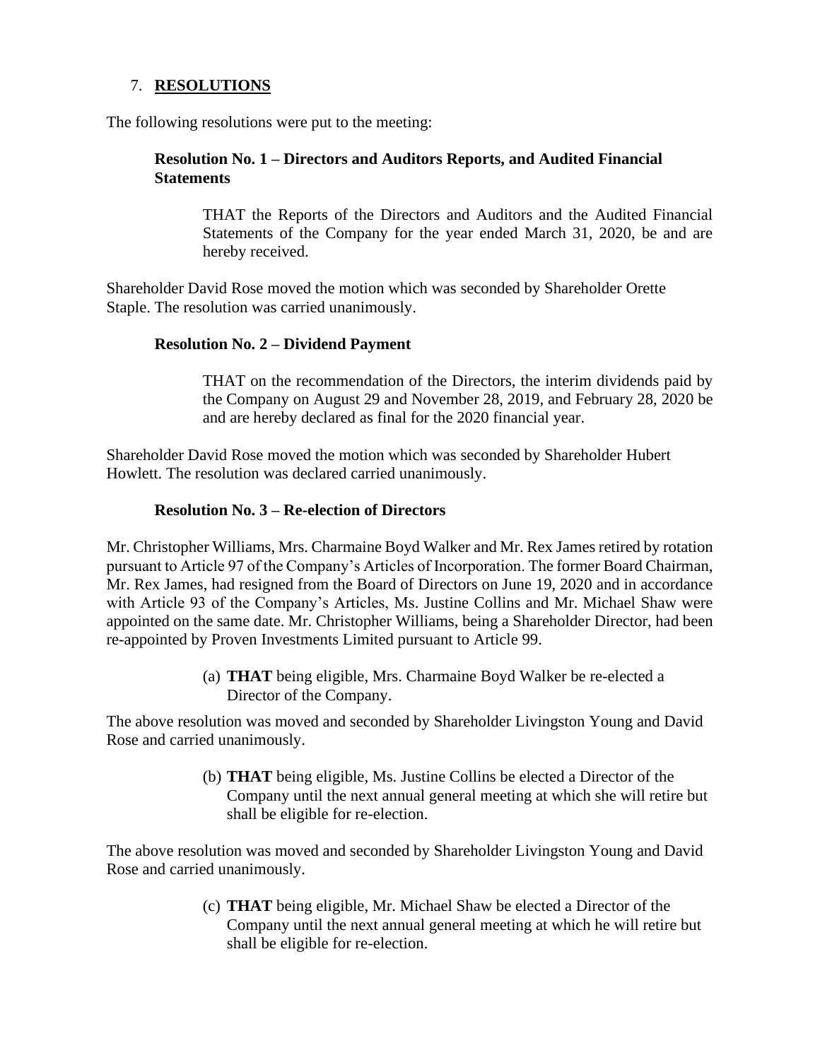## 7. **RESOLUTIONS**

The following resolutions were put to the meeting:

### Resolution No. 1 – Directors and Auditors Reports, and Audited Financial Statements

> THAT the Reports of the Directors and Auditors and the Audited Financial Statements of the Company for the year ended March 31, 2020, be and are hereby received.

Shareholder David Rose moved the motion which was seconded by Shareholder Orette Staple. The resolution was carried unanimously.

### Resolution No. 2 – Dividend Payment

> THAT on the recommendation of the Directors, the interim dividends paid by the Company on August 29 and November 28, 2019, and February 28, 2020 be and are hereby declared as final for the 2020 financial year.

Shareholder David Rose moved the motion which was seconded by Shareholder Hubert Howlett. The resolution was declared carried unanimously.

### Resolution No. 3 – Re-election of Directors

Mr. Christopher Williams, Mrs. Charmaine Boyd Walker and Mr. Rex James retired by rotation pursuant to Article 97 of the Company's Articles of Incorporation. The former Board Chairman, Mr. Rex James, had resigned from the Board of Directors on June 19, 2020 and in accordance with Article 93 of the Company's Articles, Ms. Justine Collins and Mr. Michael Shaw were appointed on the same date. Mr. Christopher Williams, being a Shareholder Director, had been re-appointed by Proven Investments Limited pursuant to Article 99.

(a) **THAT** being eligible, Mrs. Charmaine Boyd Walker be re-elected a Director of the Company.

The above resolution was moved and seconded by Shareholder Livingston Young and David Rose and carried unanimously.

(b) **THAT** being eligible, Ms. Justine Collins be elected a Director of the Company until the next annual general meeting at which she will retire but shall be eligible for re-election.

The above resolution was moved and seconded by Shareholder Livingston Young and David Rose and carried unanimously.

(c) **THAT** being eligible, Mr. Michael Shaw be elected a Director of the Company until the next annual general meeting at which he will retire but shall be eligible for re-election.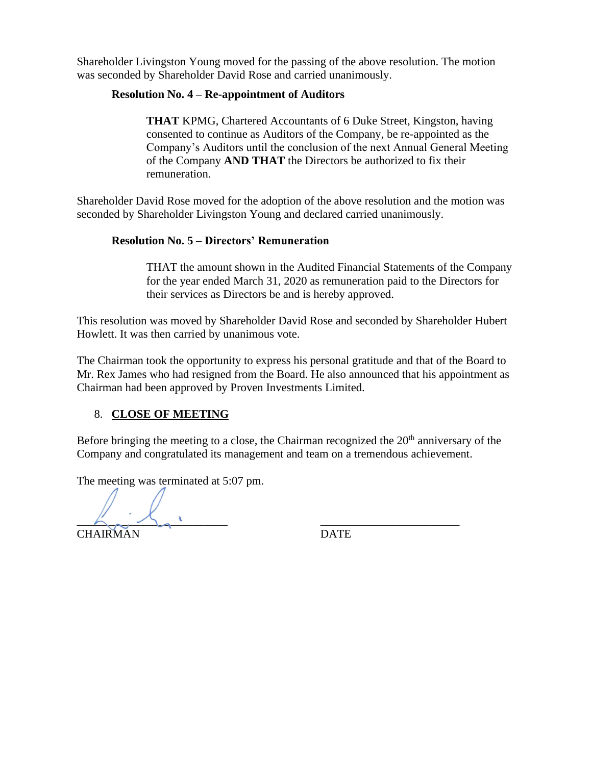Shareholder Livingston Young moved for the passing of the above resolution. The motion was seconded by Shareholder David Rose and carried unanimously.

**Resolution No. 4 – Re-appointment of Auditors**

> **THAT** KPMG, Chartered Accountants of 6 Duke Street, Kingston, having consented to continue as Auditors of the Company, be re-appointed as the Company's Auditors until the conclusion of the next Annual General Meeting of the Company **AND THAT** the Directors be authorized to fix their remuneration.

Shareholder David Rose moved for the adoption of the above resolution and the motion was seconded by Shareholder Livingston Young and declared carried unanimously.

**Resolution No. 5 – Directors' Remuneration**

> THAT the amount shown in the Audited Financial Statements of the Company for the year ended March 31, 2020 as remuneration paid to the Directors for their services as Directors be and is hereby approved.

This resolution was moved by Shareholder David Rose and seconded by Shareholder Hubert Howlett. It was then carried by unanimous vote.

The Chairman took the opportunity to express his personal gratitude and that of the Board to Mr. Rex James who had resigned from the Board. He also announced that his appointment as Chairman had been approved by Proven Investments Limited.

8. **<u>CLOSE OF MEETING</u>**

Before bringing the meeting to a close, the Chairman recognized the 20th anniversary of the Company and congratulated its management and team on a tremendous achievement.

The meeting was terminated at 5:07 pm.

\_\_\_\_\_\_\_\_\_\_\_\_\_\_\_\_\_\_\_\_\_\_\_\_\_ &nbsp;&nbsp;&nbsp;&nbsp;&nbsp;&nbsp;&nbsp;&nbsp; \_\_\_\_\_\_\_\_\_\_\_\_\_\_\_\_\_\_\_\_\_\_\_\_\_

CHAIRMAN &nbsp;&nbsp;&nbsp;&nbsp;&nbsp;&nbsp;&nbsp;&nbsp;&nbsp;&nbsp;&nbsp;&nbsp;&nbsp;&nbsp;&nbsp;&nbsp;&nbsp;&nbsp;&nbsp;&nbsp;&nbsp;&nbsp;&nbsp;&nbsp; DATE